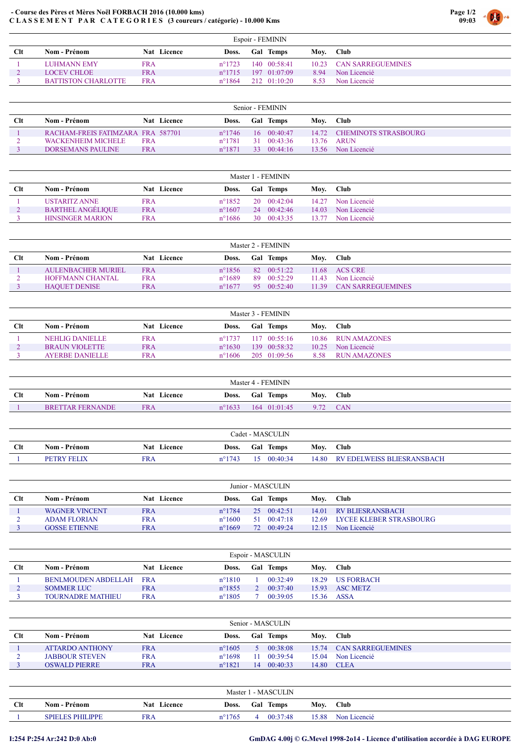# - Course des Pères et Mères Noël FORBACH 2016 (10.000 kms)

**CLASSEMENT PAR CATEGORIES (3 coureurs / catégorie) - 10.000 Kms**

## Espoir - FEMININ

| Clt | Nom - Prénom | Nat | Licence | Doss. | Gal | Temps | Moy. | Club |
|---|---|---|---|---|---|---|---|---|
| 1 | LUHMANN EMY | FRA | | n°1723 | 140 | 00:58:41 | 10.23 | CAN SARREGUEMINES |
| 2 | LOCEV CHLOE | FRA | | n°1715 | 197 | 01:07:09 | 8.94 | Non Licencié |
| 3 | BATTISTON CHARLOTTE | FRA | | n°1864 | 212 | 01:10:20 | 8.53 | Non Licencié |

## Senior - FEMININ

| Clt | Nom - Prénom | Nat | Licence | Doss. | Gal | Temps | Moy. | Club |
|---|---|---|---|---|---|---|---|---|
| 1 | RACHAM-FREIS FATIMZARA | FRA | 587701 | n°1746 | 16 | 00:40:47 | 14.72 | CHEMINOTS STRASBOURG |
| 2 | WACKENHEIM MICHELE | FRA | | n°1781 | 31 | 00:43:36 | 13.76 | ARUN |
| 3 | DORSEMANS PAULINE | FRA | | n°1871 | 33 | 00:44:16 | 13.56 | Non Licencié |

## Master 1 - FEMININ

| Clt | Nom - Prénom | Nat | Licence | Doss. | Gal | Temps | Moy. | Club |
|---|---|---|---|---|---|---|---|---|
| 1 | USTARITZ ANNE | FRA | | n°1852 | 20 | 00:42:04 | 14.27 | Non Licencié |
| 2 | BARTHEL ANGÉLIQUE | FRA | | n°1607 | 24 | 00:42:46 | 14.03 | Non Licencié |
| 3 | HINSINGER MARION | FRA | | n°1686 | 30 | 00:43:35 | 13.77 | Non Licencié |

## Master 2 - FEMININ

| Clt | Nom - Prénom | Nat | Licence | Doss. | Gal | Temps | Moy. | Club |
|---|---|---|---|---|---|---|---|---|
| 1 | AULENBACHER MURIEL | FRA | | n°1856 | 82 | 00:51:22 | 11.68 | ACS CRE |
| 2 | HOFFMANN CHANTAL | FRA | | n°1689 | 89 | 00:52:29 | 11.43 | Non Licencié |
| 3 | HAQUET DENISE | FRA | | n°1677 | 95 | 00:52:40 | 11.39 | CAN SARREGUEMINES |

## Master 3 - FEMININ

| Clt | Nom - Prénom | Nat | Licence | Doss. | Gal | Temps | Moy. | Club |
|---|---|---|---|---|---|---|---|---|
| 1 | NEHLIG DANIELLE | FRA | | n°1737 | 117 | 00:55:16 | 10.86 | RUN AMAZONES |
| 2 | BRAUN VIOLETTE | FRA | | n°1630 | 139 | 00:58:32 | 10.25 | Non Licencié |
| 3 | AYERBE DANIELLE | FRA | | n°1606 | 205 | 01:09:56 | 8.58 | RUN AMAZONES |

## Master 4 - FEMININ

| Clt | Nom - Prénom | Nat | Licence | Doss. | Gal | Temps | Moy. | Club |
|---|---|---|---|---|---|---|---|---|
| 1 | BRETTAR FERNANDE | FRA | | n°1633 | 164 | 01:01:45 | 9.72 | CAN |

## Cadet - MASCULIN

| Clt | Nom - Prénom | Nat | Licence | Doss. | Gal | Temps | Moy. | Club |
|---|---|---|---|---|---|---|---|---|
| 1 | PETRY FELIX | FRA | | n°1743 | 15 | 00:40:34 | 14.80 | RV EDELWEISS BLIESRANSBACH |

## Junior - MASCULIN

| Clt | Nom - Prénom | Nat | Licence | Doss. | Gal | Temps | Moy. | Club |
|---|---|---|---|---|---|---|---|---|
| 1 | WAGNER VINCENT | FRA | | n°1784 | 25 | 00:42:51 | 14.01 | RV BLIESRANSBACH |
| 2 | ADAM FLORIAN | FRA | | n°1600 | 51 | 00:47:18 | 12.69 | LYCEE KLEBER STRASBOURG |
| 3 | GOSSE ETIENNE | FRA | | n°1669 | 72 | 00:49:24 | 12.15 | Non Licencié |

## Espoir - MASCULIN

| Clt | Nom - Prénom | Nat | Licence | Doss. | Gal | Temps | Moy. | Club |
|---|---|---|---|---|---|---|---|---|
| 1 | BENLMOUDEN ABDELLAH | FRA | | n°1810 | 1 | 00:32:49 | 18.29 | US FORBACH |
| 2 | SOMMER LUC | FRA | | n°1855 | 2 | 00:37:40 | 15.93 | ASC METZ |
| 3 | TOURNADRE MATHIEU | FRA | | n°1805 | 7 | 00:39:05 | 15.36 | ASSA |

## Senior - MASCULIN

| Clt | Nom - Prénom | Nat | Licence | Doss. | Gal | Temps | Moy. | Club |
|---|---|---|---|---|---|---|---|---|
| 1 | ATTARDO ANTHONY | FRA | | n°1605 | 5 | 00:38:08 | 15.74 | CAN SARREGUEMINES |
| 2 | JABBOUR STEVEN | FRA | | n°1698 | 11 | 00:39:54 | 15.04 | Non Licencié |
| 3 | OSWALD PIERRE | FRA | | n°1821 | 14 | 00:40:33 | 14.80 | CLEA |

## Master 1 - MASCULIN

| Clt | Nom - Prénom | Nat | Licence | Doss. | Gal | Temps | Moy. | Club |
|---|---|---|---|---|---|---|---|---|
| 1 | SPIELES PHILIPPE | FRA | | n°1765 | 4 | 00:37:48 | 15.88 | Non Licencié |

I:254 P:254 Ar:242 D:0 Ab:0

GmDAG 4.00j © G.Mevel 1998-2o14 - Licence d'utilisation accordée à DAG EUROPE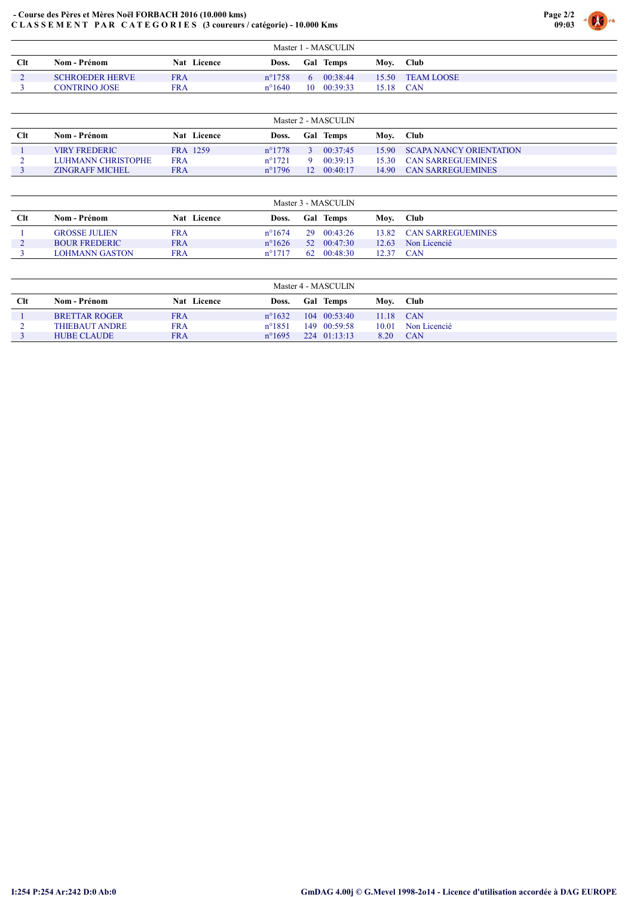## - Course des Pères et Mères Noël FORBACH 2016 (10.000 kms)
**C L A S S E M E N T   P A R   C A T E G O R I E S   (3 coureurs / catégorie) - 10.000 Kms**

### Master 1 - MASCULIN

| Clt | Nom - Prénom | Nat | Licence | Doss. | Gal | Temps | Moy. | Club |
|---|---|---|---|---|---|---|---|---|
| 2 | SCHROEDER HERVE | FRA | | n°1758 | 6 | 00:38:44 | 15.50 | TEAM LOOSE |
| 3 | CONTRINO JOSE | FRA | | n°1640 | 10 | 00:39:33 | 15.18 | CAN |

### Master 2 - MASCULIN

| Clt | Nom - Prénom | Nat | Licence | Doss. | Gal | Temps | Moy. | Club |
|---|---|---|---|---|---|---|---|---|
| 1 | VIRY FREDERIC | FRA | 1259 | n°1778 | 3 | 00:37:45 | 15.90 | SCAPA NANCY ORIENTATION |
| 2 | LUHMANN CHRISTOPHE | FRA | | n°1721 | 9 | 00:39:13 | 15.30 | CAN SARREGUEMINES |
| 3 | ZINGRAFF MICHEL | FRA | | n°1796 | 12 | 00:40:17 | 14.90 | CAN SARREGUEMINES |

### Master 3 - MASCULIN

| Clt | Nom - Prénom | Nat | Licence | Doss. | Gal | Temps | Moy. | Club |
|---|---|---|---|---|---|---|---|---|
| 1 | GROSSE JULIEN | FRA | | n°1674 | 29 | 00:43:26 | 13.82 | CAN SARREGUEMINES |
| 2 | BOUR FREDERIC | FRA | | n°1626 | 52 | 00:47:30 | 12.63 | Non Licencié |
| 3 | LOHMANN GASTON | FRA | | n°1717 | 62 | 00:48:30 | 12.37 | CAN |

### Master 4 - MASCULIN

| Clt | Nom - Prénom | Nat | Licence | Doss. | Gal | Temps | Moy. | Club |
|---|---|---|---|---|---|---|---|---|
| 1 | BRETTAR ROGER | FRA | | n°1632 | 104 | 00:53:40 | 11.18 | CAN |
| 2 | THIEBAUT ANDRE | FRA | | n°1851 | 149 | 00:59:58 | 10.01 | Non Licencié |
| 3 | HUBE CLAUDE | FRA | | n°1695 | 224 | 01:13:13 | 8.20 | CAN |

I:254 P:254 Ar:242 D:0 Ab:0

GmDAG 4.00j © G.Mevel 1998-2o14 - Licence d'utilisation accordée à DAG EUROPE